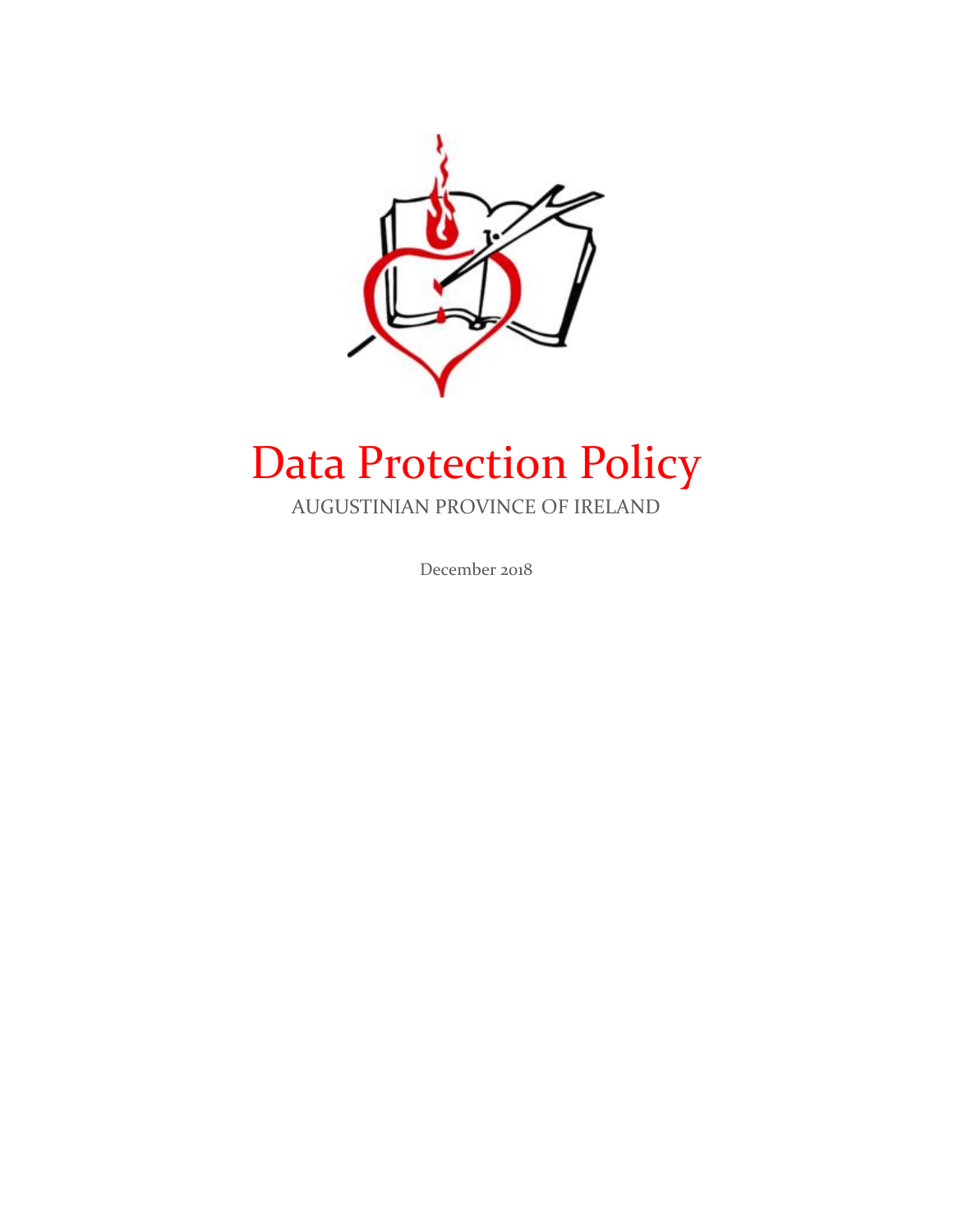# Data Protection Policy

AUGUSTINIAN PROVINCE OF IRELAND

December 2018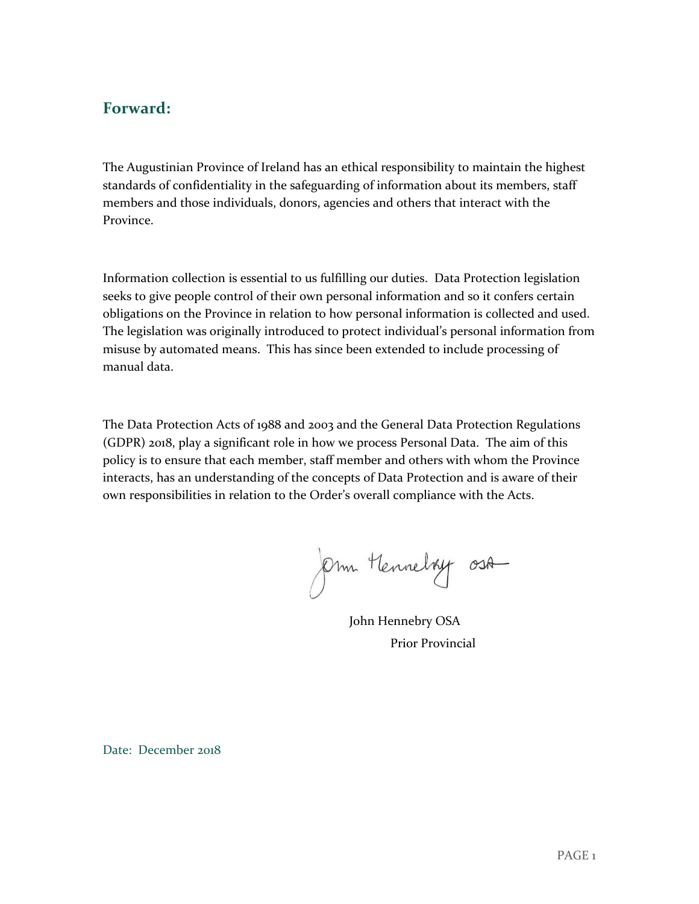## Forward:

The Augustinian Province of Ireland has an ethical responsibility to maintain the highest standards of confidentiality in the safeguarding of information about its members, staff members and those individuals, donors, agencies and others that interact with the Province.

Information collection is essential to us fulfilling our duties. Data Protection legislation seeks to give people control of their own personal information and so it confers certain obligations on the Province in relation to how personal information is collected and used. The legislation was originally introduced to protect individual's personal information from misuse by automated means. This has since been extended to include processing of manual data.

The Data Protection Acts of 1988 and 2003 and the General Data Protection Regulations (GDPR) 2018, play a significant role in how we process Personal Data. The aim of this policy is to ensure that each member, staff member and others with whom the Province interacts, has an understanding of the concepts of Data Protection and is aware of their own responsibilities in relation to the Order's overall compliance with the Acts.

John Hennebry OSA

Prior Provincial

Date: December 2018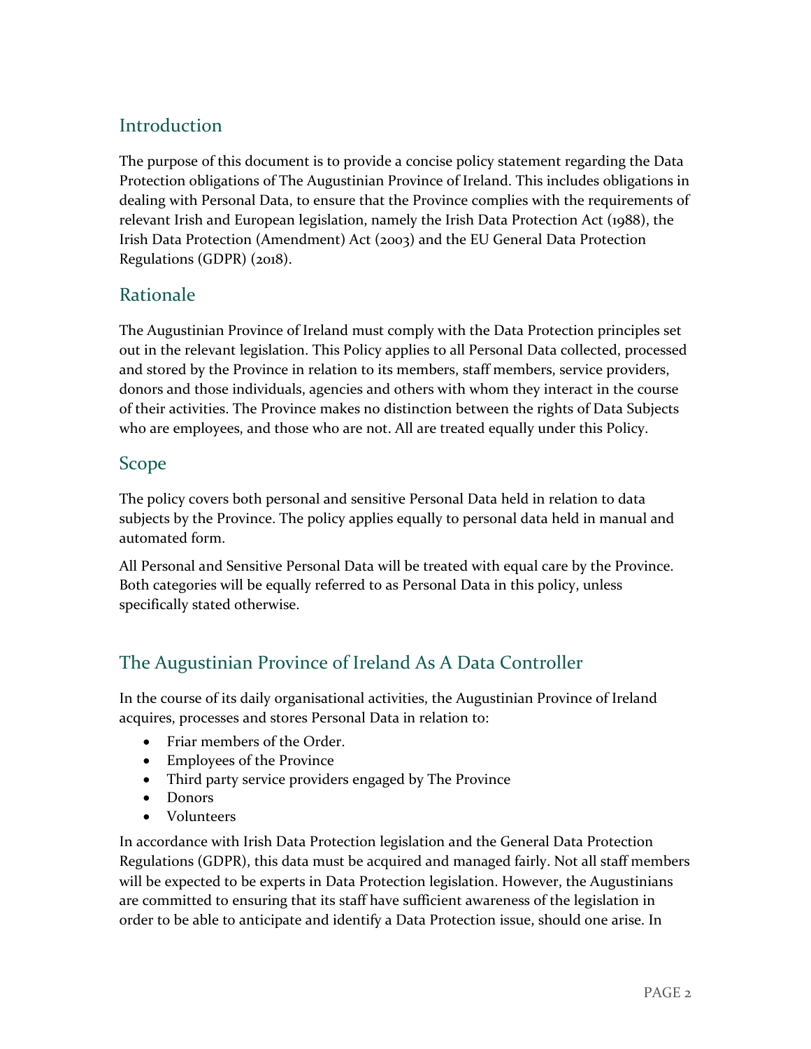## Introduction

The purpose of this document is to provide a concise policy statement regarding the Data Protection obligations of The Augustinian Province of Ireland. This includes obligations in dealing with Personal Data, to ensure that the Province complies with the requirements of relevant Irish and European legislation, namely the Irish Data Protection Act (1988), the Irish Data Protection (Amendment) Act (2003) and the EU General Data Protection Regulations (GDPR) (2018).

## Rationale

The Augustinian Province of Ireland must comply with the Data Protection principles set out in the relevant legislation. This Policy applies to all Personal Data collected, processed and stored by the Province in relation to its members, staff members, service providers, donors and those individuals, agencies and others with whom they interact in the course of their activities. The Province makes no distinction between the rights of Data Subjects who are employees, and those who are not. All are treated equally under this Policy.

## Scope

The policy covers both personal and sensitive Personal Data held in relation to data subjects by the Province. The policy applies equally to personal data held in manual and automated form.

All Personal and Sensitive Personal Data will be treated with equal care by the Province. Both categories will be equally referred to as Personal Data in this policy, unless specifically stated otherwise.

## The Augustinian Province of Ireland As A Data Controller

In the course of its daily organisational activities, the Augustinian Province of Ireland acquires, processes and stores Personal Data in relation to:

- Friar members of the Order.
- Employees of the Province
- Third party service providers engaged by The Province
- Donors
- Volunteers

In accordance with Irish Data Protection legislation and the General Data Protection Regulations (GDPR), this data must be acquired and managed fairly. Not all staff members will be expected to be experts in Data Protection legislation. However, the Augustinians are committed to ensuring that its staff have sufficient awareness of the legislation in order to be able to anticipate and identify a Data Protection issue, should one arise. In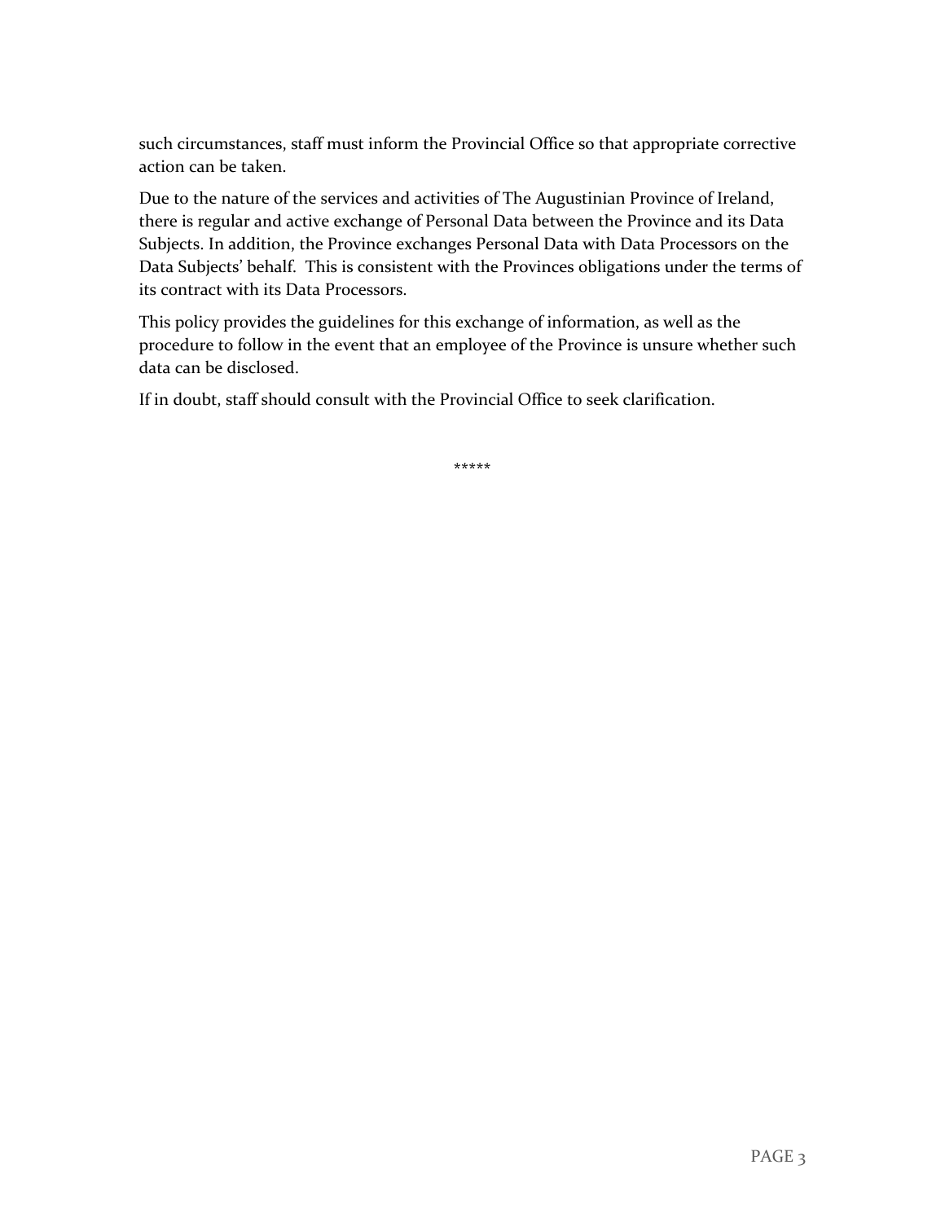such circumstances, staff must inform the Provincial Office so that appropriate corrective action can be taken.

Due to the nature of the services and activities of The Augustinian Province of Ireland, there is regular and active exchange of Personal Data between the Province and its Data Subjects. In addition, the Province exchanges Personal Data with Data Processors on the Data Subjects' behalf. This is consistent with the Provinces obligations under the terms of its contract with its Data Processors.

This policy provides the guidelines for this exchange of information, as well as the procedure to follow in the event that an employee of the Province is unsure whether such data can be disclosed.

If in doubt, staff should consult with the Provincial Office to seek clarification.

*****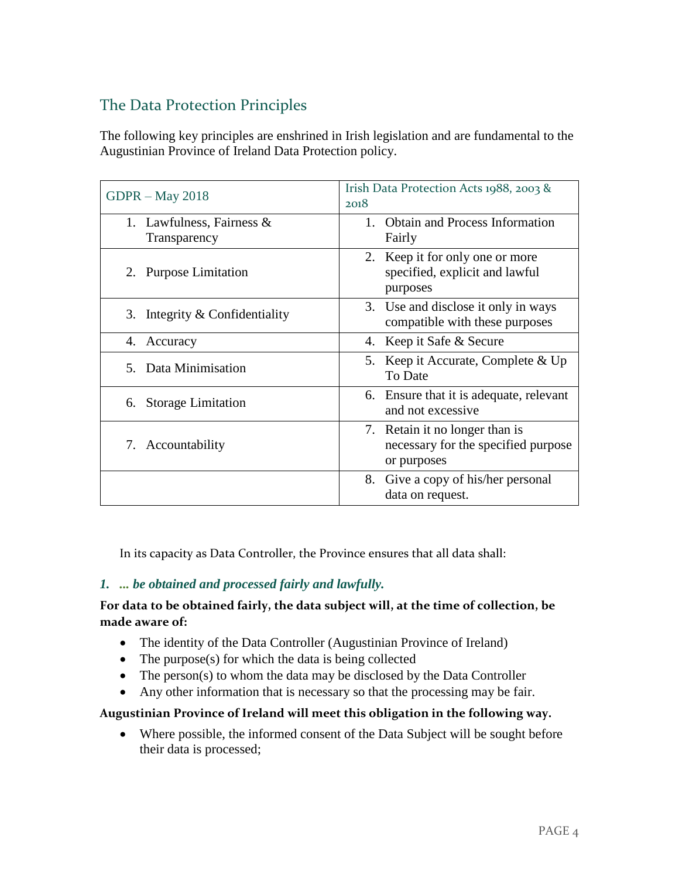## The Data Protection Principles

The following key principles are enshrined in Irish legislation and are fundamental to the Augustinian Province of Ireland Data Protection policy.

| GDPR – May 2018 | Irish Data Protection Acts 1988, 2003 & 2018 |
|---|---|
| 1. Lawfulness, Fairness & Transparency | 1. Obtain and Process Information Fairly |
| 2. Purpose Limitation | 2. Keep it for only one or more specified, explicit and lawful purposes |
| 3. Integrity & Confidentiality | 3. Use and disclose it only in ways compatible with these purposes |
| 4. Accuracy | 4. Keep it Safe & Secure |
| 5. Data Minimisation | 5. Keep it Accurate, Complete & Up To Date |
| 6. Storage Limitation | 6. Ensure that it is adequate, relevant and not excessive |
| 7. Accountability | 7. Retain it no longer than is necessary for the specified purpose or purposes |
| | 8. Give a copy of his/her personal data on request. |

In its capacity as Data Controller, the Province ensures that all data shall:

### *1. ... be obtained and processed fairly and lawfully.*

**For data to be obtained fairly, the data subject will, at the time of collection, be made aware of:**

- The identity of the Data Controller (Augustinian Province of Ireland)
- The purpose(s) for which the data is being collected
- The person(s) to whom the data may be disclosed by the Data Controller
- Any other information that is necessary so that the processing may be fair.

**Augustinian Province of Ireland will meet this obligation in the following way.**

- Where possible, the informed consent of the Data Subject will be sought before their data is processed;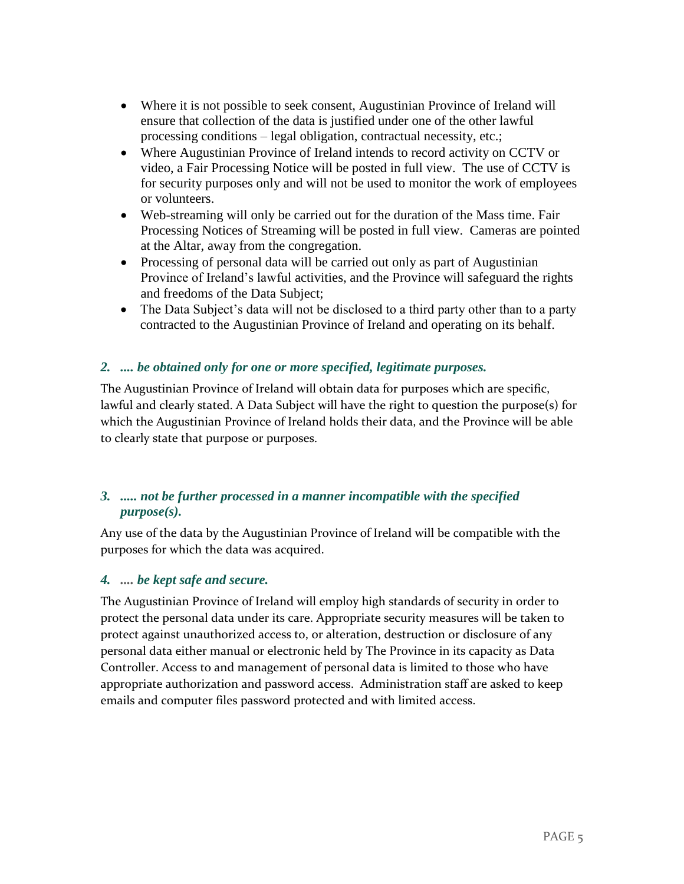- Where it is not possible to seek consent, Augustinian Province of Ireland will ensure that collection of the data is justified under one of the other lawful processing conditions – legal obligation, contractual necessity, etc.;
- Where Augustinian Province of Ireland intends to record activity on CCTV or video, a Fair Processing Notice will be posted in full view. The use of CCTV is for security purposes only and will not be used to monitor the work of employees or volunteers.
- Web-streaming will only be carried out for the duration of the Mass time. Fair Processing Notices of Streaming will be posted in full view. Cameras are pointed at the Altar, away from the congregation.
- Processing of personal data will be carried out only as part of Augustinian Province of Ireland's lawful activities, and the Province will safeguard the rights and freedoms of the Data Subject;
- The Data Subject's data will not be disclosed to a third party other than to a party contracted to the Augustinian Province of Ireland and operating on its behalf.

### *2. .... be obtained only for one or more specified, legitimate purposes.*

The Augustinian Province of Ireland will obtain data for purposes which are specific, lawful and clearly stated. A Data Subject will have the right to question the purpose(s) for which the Augustinian Province of Ireland holds their data, and the Province will be able to clearly state that purpose or purposes.

### *3. ..... not be further processed in a manner incompatible with the specified purpose(s).*

Any use of the data by the Augustinian Province of Ireland will be compatible with the purposes for which the data was acquired.

### *4. .... be kept safe and secure.*

The Augustinian Province of Ireland will employ high standards of security in order to protect the personal data under its care. Appropriate security measures will be taken to protect against unauthorized access to, or alteration, destruction or disclosure of any personal data either manual or electronic held by The Province in its capacity as Data Controller. Access to and management of personal data is limited to those who have appropriate authorization and password access. Administration staff are asked to keep emails and computer files password protected and with limited access.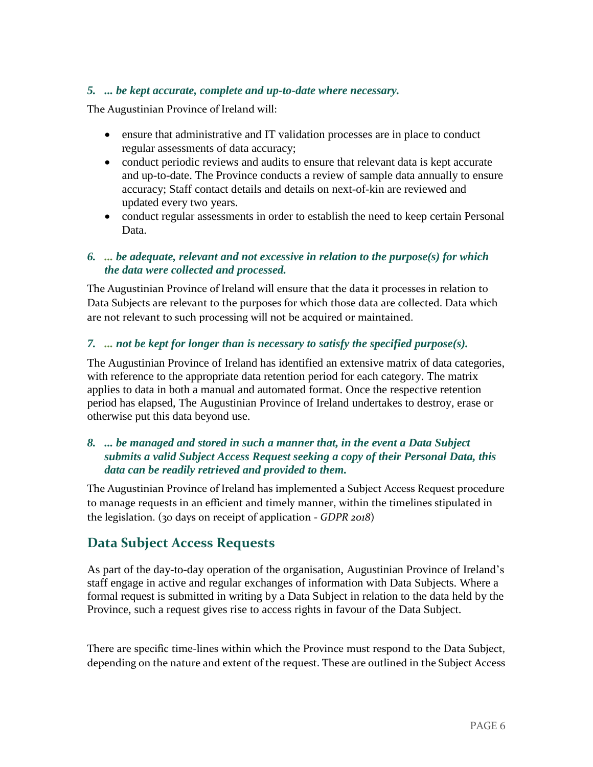### *5. ... be kept accurate, complete and up-to-date where necessary.*

The Augustinian Province of Ireland will:

- ensure that administrative and IT validation processes are in place to conduct regular assessments of data accuracy;
- conduct periodic reviews and audits to ensure that relevant data is kept accurate and up-to-date. The Province conducts a review of sample data annually to ensure accuracy; Staff contact details and details on next-of-kin are reviewed and updated every two years.
- conduct regular assessments in order to establish the need to keep certain Personal Data.

### *6. ... be adequate, relevant and not excessive in relation to the purpose(s) for which the data were collected and processed.*

The Augustinian Province of Ireland will ensure that the data it processes in relation to Data Subjects are relevant to the purposes for which those data are collected. Data which are not relevant to such processing will not be acquired or maintained.

### *7. ... not be kept for longer than is necessary to satisfy the specified purpose(s).*

The Augustinian Province of Ireland has identified an extensive matrix of data categories, with reference to the appropriate data retention period for each category. The matrix applies to data in both a manual and automated format. Once the respective retention period has elapsed, The Augustinian Province of Ireland undertakes to destroy, erase or otherwise put this data beyond use.

### *8. ... be managed and stored in such a manner that, in the event a Data Subject submits a valid Subject Access Request seeking a copy of their Personal Data, this data can be readily retrieved and provided to them.*

The Augustinian Province of Ireland has implemented a Subject Access Request procedure to manage requests in an efficient and timely manner, within the timelines stipulated in the legislation. (30 days on receipt of application - *GDPR 2018*)

## Data Subject Access Requests

As part of the day-to-day operation of the organisation, Augustinian Province of Ireland's staff engage in active and regular exchanges of information with Data Subjects. Where a formal request is submitted in writing by a Data Subject in relation to the data held by the Province, such a request gives rise to access rights in favour of the Data Subject.

There are specific time-lines within which the Province must respond to the Data Subject, depending on the nature and extent of the request. These are outlined in the Subject Access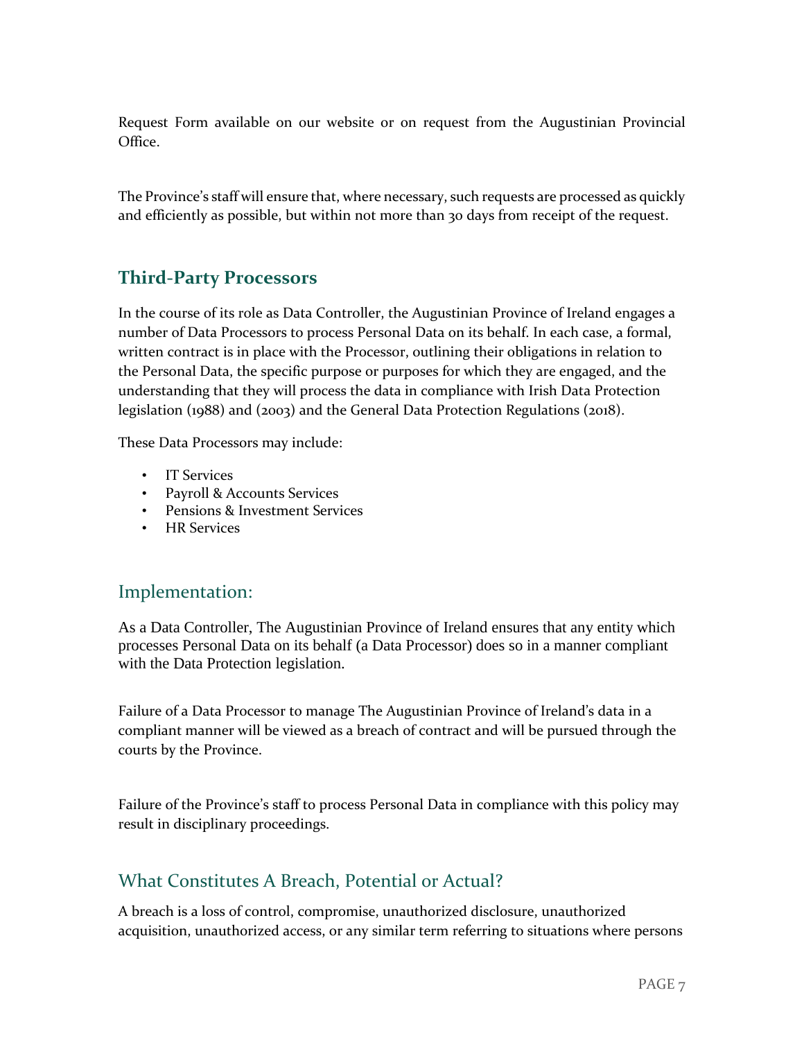Request Form available on our website or on request from the Augustinian Provincial Office.

The Province's staff will ensure that, where necessary, such requests are processed as quickly and efficiently as possible, but within not more than 30 days from receipt of the request.

## Third-Party Processors

In the course of its role as Data Controller, the Augustinian Province of Ireland engages a number of Data Processors to process Personal Data on its behalf. In each case, a formal, written contract is in place with the Processor, outlining their obligations in relation to the Personal Data, the specific purpose or purposes for which they are engaged, and the understanding that they will process the data in compliance with Irish Data Protection legislation (1988) and (2003) and the General Data Protection Regulations (2018).

These Data Processors may include:

- IT Services
- Payroll & Accounts Services
- Pensions & Investment Services
- HR Services

## Implementation:

As a Data Controller, The Augustinian Province of Ireland ensures that any entity which processes Personal Data on its behalf (a Data Processor) does so in a manner compliant with the Data Protection legislation.

Failure of a Data Processor to manage The Augustinian Province of Ireland's data in a compliant manner will be viewed as a breach of contract and will be pursued through the courts by the Province.

Failure of the Province's staff to process Personal Data in compliance with this policy may result in disciplinary proceedings.

## What Constitutes A Breach, Potential or Actual?

A breach is a loss of control, compromise, unauthorized disclosure, unauthorized acquisition, unauthorized access, or any similar term referring to situations where persons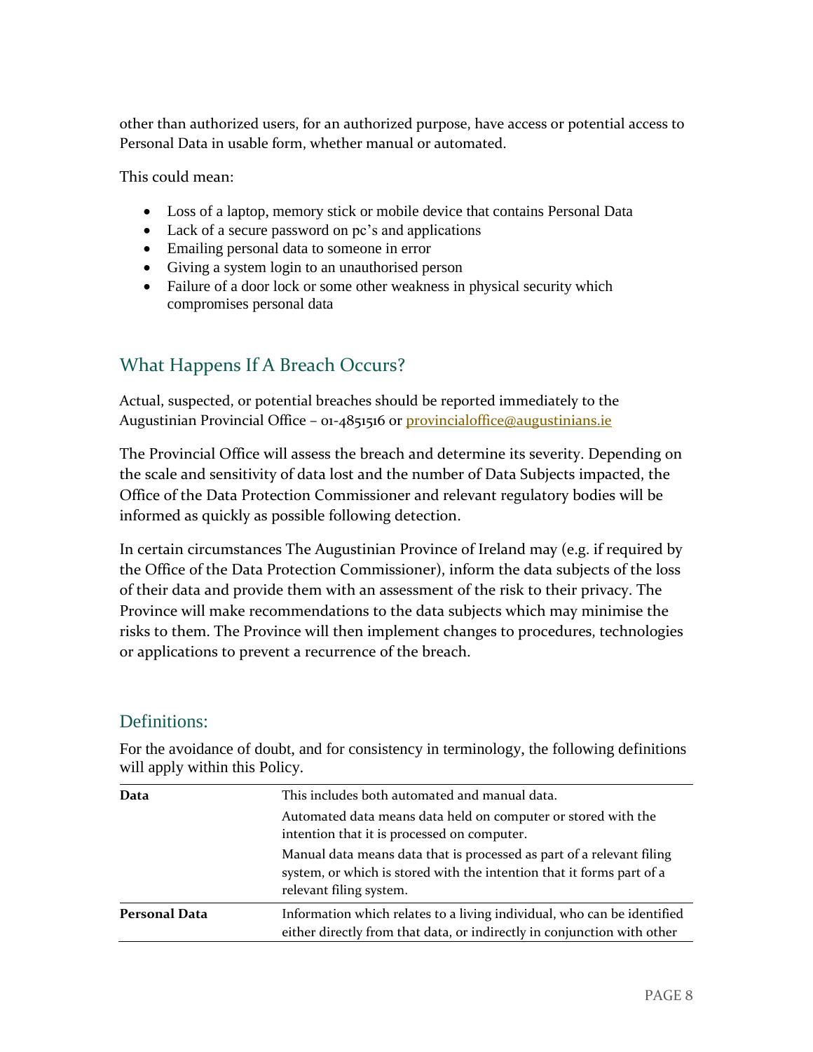other than authorized users, for an authorized purpose, have access or potential access to Personal Data in usable form, whether manual or automated.

This could mean:

- Loss of a laptop, memory stick or mobile device that contains Personal Data
- Lack of a secure password on pc's and applications
- Emailing personal data to someone in error
- Giving a system login to an unauthorised person
- Failure of a door lock or some other weakness in physical security which compromises personal data

## What Happens If A Breach Occurs?

Actual, suspected, or potential breaches should be reported immediately to the Augustinian Provincial Office – 01-4851516 or provincialoffice@augustinians.ie

The Provincial Office will assess the breach and determine its severity. Depending on the scale and sensitivity of data lost and the number of Data Subjects impacted, the Office of the Data Protection Commissioner and relevant regulatory bodies will be informed as quickly as possible following detection.

In certain circumstances The Augustinian Province of Ireland may (e.g. if required by the Office of the Data Protection Commissioner), inform the data subjects of the loss of their data and provide them with an assessment of the risk to their privacy. The Province will make recommendations to the data subjects which may minimise the risks to them. The Province will then implement changes to procedures, technologies or applications to prevent a recurrence of the breach.

## Definitions:

For the avoidance of doubt, and for consistency in terminology, the following definitions will apply within this Policy.

| | |
|---|---|
| **Data** | This includes both automated and manual data.<br>Automated data means data held on computer or stored with the intention that it is processed on computer.<br>Manual data means data that is processed as part of a relevant filing system, or which is stored with the intention that it forms part of a relevant filing system. |
| **Personal Data** | Information which relates to a living individual, who can be identified either directly from that data, or indirectly in conjunction with other |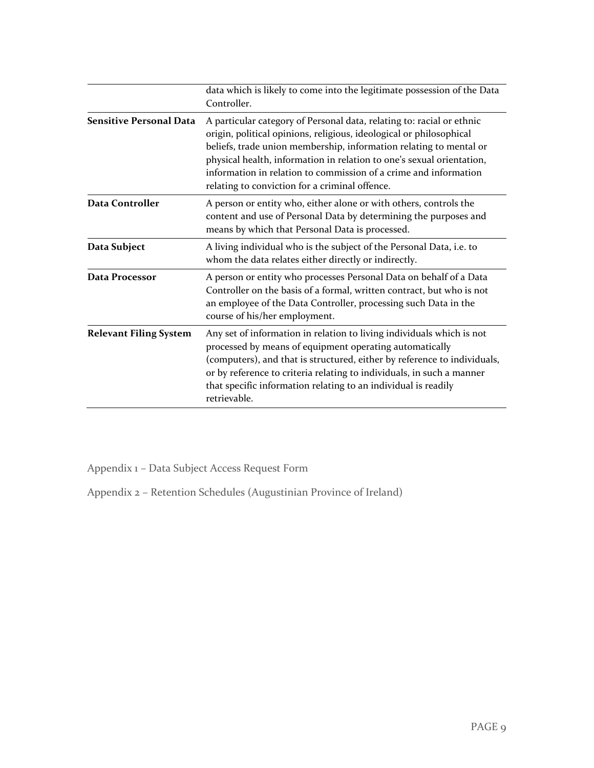|  |  |
|---|---|
|  | data which is likely to come into the legitimate possession of the Data Controller. |
| **Sensitive Personal Data** | A particular category of Personal data, relating to: racial or ethnic origin, political opinions, religious, ideological or philosophical beliefs, trade union membership, information relating to mental or physical health, information in relation to one's sexual orientation, information in relation to commission of a crime and information relating to conviction for a criminal offence. |
| **Data Controller** | A person or entity who, either alone or with others, controls the content and use of Personal Data by determining the purposes and means by which that Personal Data is processed. |
| **Data Subject** | A living individual who is the subject of the Personal Data, i.e. to whom the data relates either directly or indirectly. |
| **Data Processor** | A person or entity who processes Personal Data on behalf of a Data Controller on the basis of a formal, written contract, but who is not an employee of the Data Controller, processing such Data in the course of his/her employment. |
| **Relevant Filing System** | Any set of information in relation to living individuals which is not processed by means of equipment operating automatically (computers), and that is structured, either by reference to individuals, or by reference to criteria relating to individuals, in such a manner that specific information relating to an individual is readily retrievable. |

Appendix 1 – Data Subject Access Request Form

Appendix 2 – Retention Schedules (Augustinian Province of Ireland)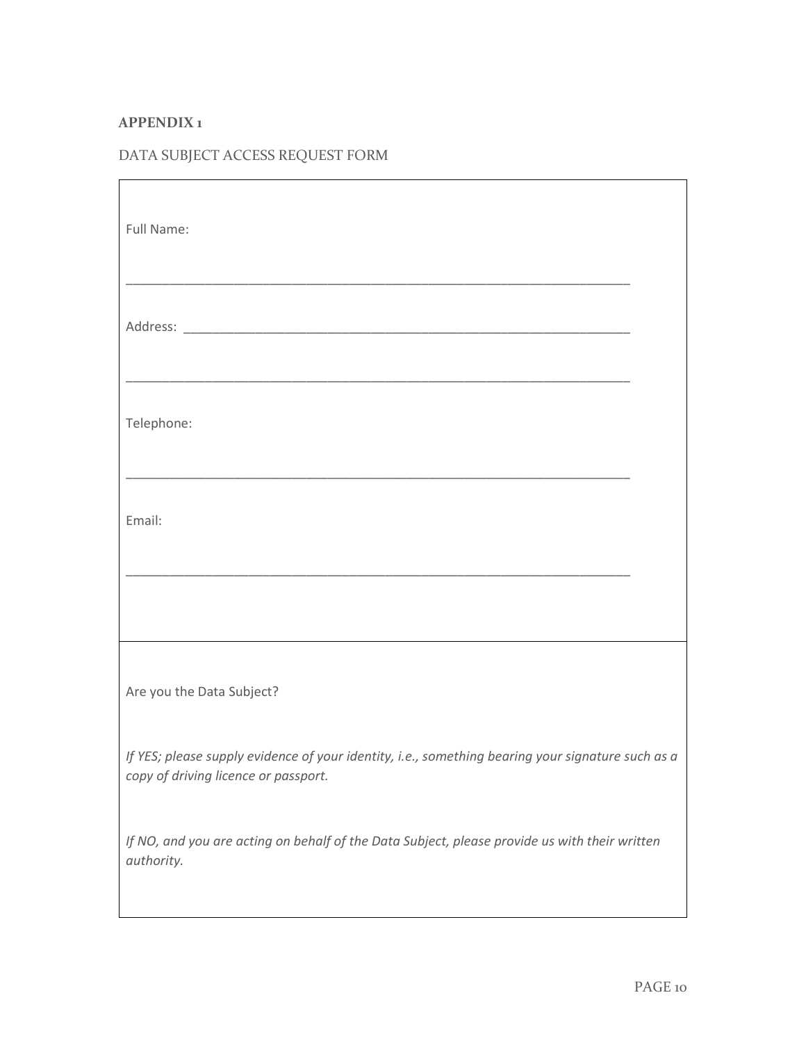**APPENDIX 1**

DATA SUBJECT ACCESS REQUEST FORM

Full Name:

______________________________________________________________________

Address: _______________________________________________________________

______________________________________________________________________

Telephone:

______________________________________________________________________

Email:

______________________________________________________________________

Are you the Data Subject?

*If YES; please supply evidence of your identity, i.e., something bearing your signature such as a copy of driving licence or passport.*

*If NO, and you are acting on behalf of the Data Subject, please provide us with their written authority.*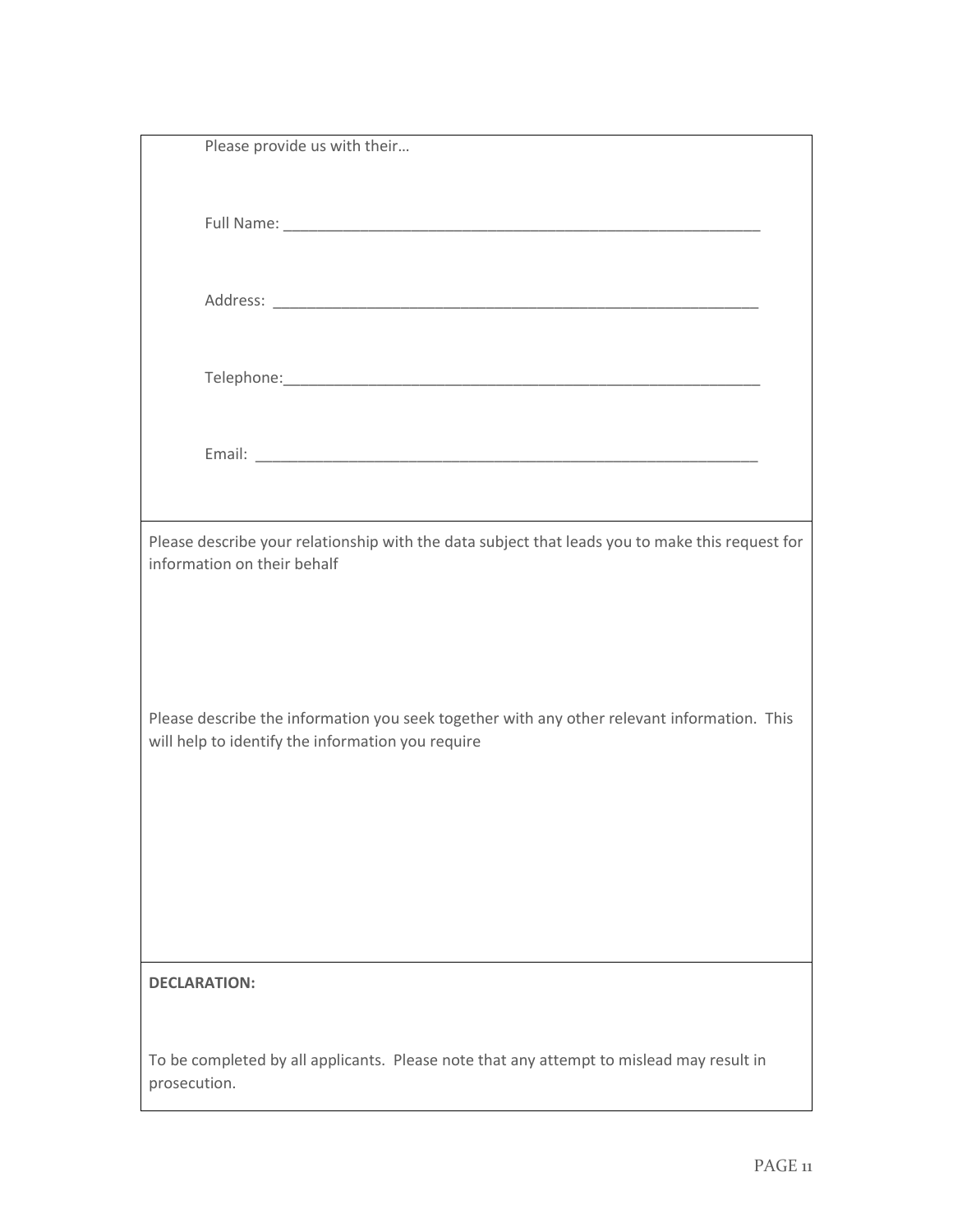Please provide us with their…

Full Name: ____________________________________________________________

Address: ____________________________________________________________

Telephone:____________________________________________________________

Email: ______________________________________________________________

Please describe your relationship with the data subject that leads you to make this request for information on their behalf

Please describe the information you seek together with any other relevant information. This will help to identify the information you require

**DECLARATION:**

To be completed by all applicants. Please note that any attempt to mislead may result in prosecution.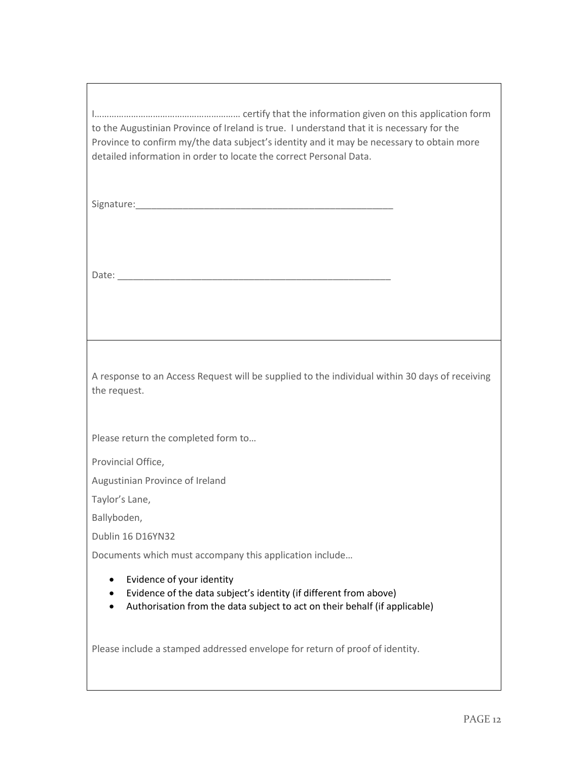I…………………………………………………… certify that the information given on this application form to the Augustinian Province of Ireland is true. I understand that it is necessary for the Province to confirm my/the data subject's identity and it may be necessary to obtain more detailed information in order to locate the correct Personal Data.

Signature:___________________________________________________

Date: ______________________________________________________

A response to an Access Request will be supplied to the individual within 30 days of receiving the request.

Please return the completed form to…

Provincial Office,

Augustinian Province of Ireland

Taylor's Lane,

Ballyboden,

Dublin 16 D16YN32

Documents which must accompany this application include…

- Evidence of your identity
- Evidence of the data subject's identity (if different from above)
- Authorisation from the data subject to act on their behalf (if applicable)

Please include a stamped addressed envelope for return of proof of identity.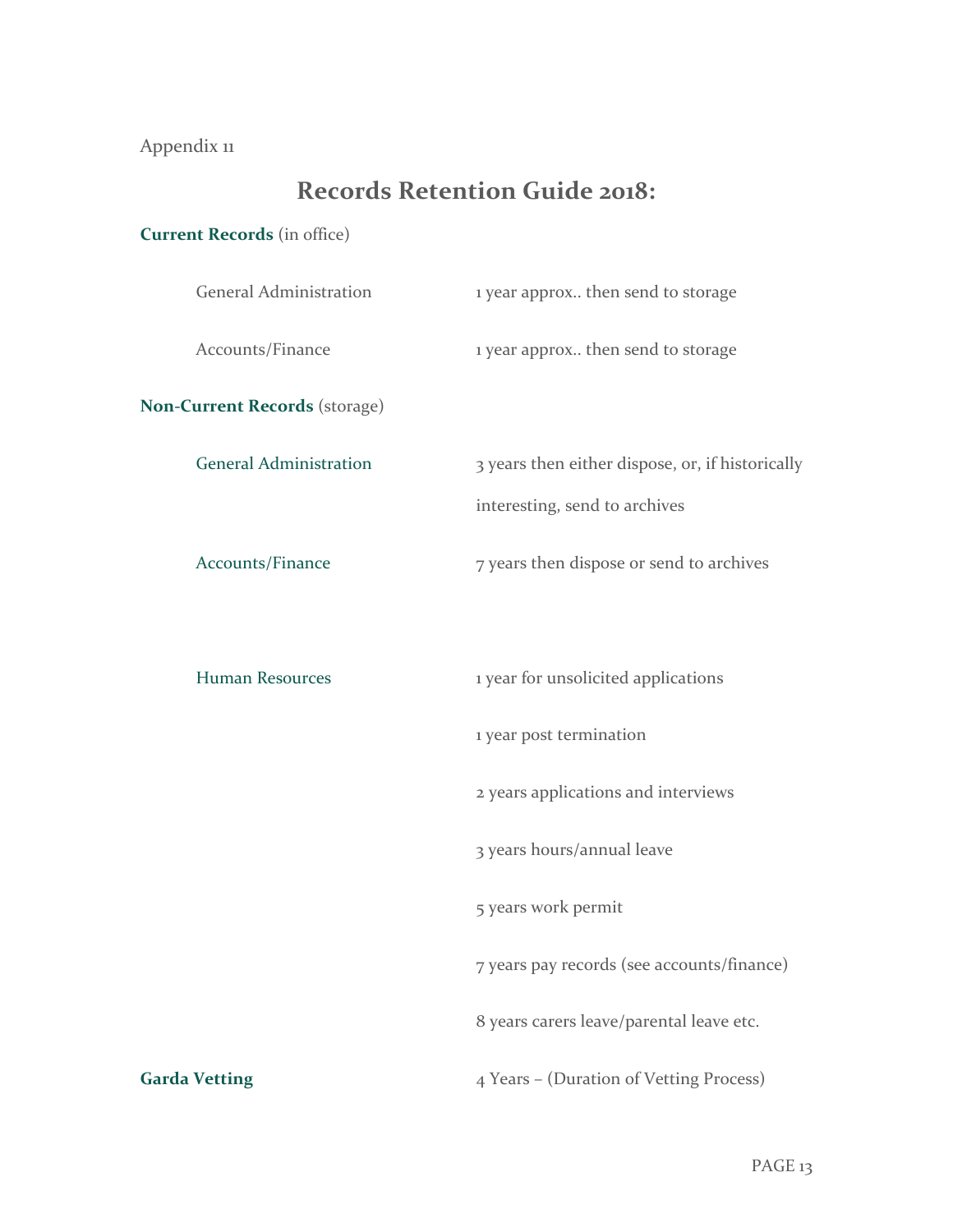Appendix 11

# Records Retention Guide 2018:

**Current Records** (in office)

| | |
|---|---|
| General Administration | 1 year approx.. then send to storage |
| Accounts/Finance | 1 year approx.. then send to storage |

**Non-Current Records** (storage)

| | |
|---|---|
| General Administration | 3 years then either dispose, or, if historically interesting, send to archives |
| Accounts/Finance | 7 years then dispose or send to archives |
| Human Resources | 1 year for unsolicited applications |
| | 1 year post termination |
| | 2 years applications and interviews |
| | 3 years hours/annual leave |
| | 5 years work permit |
| | 7 years pay records (see accounts/finance) |
| | 8 years carers leave/parental leave etc. |

**Garda Vetting** 4 Years – (Duration of Vetting Process)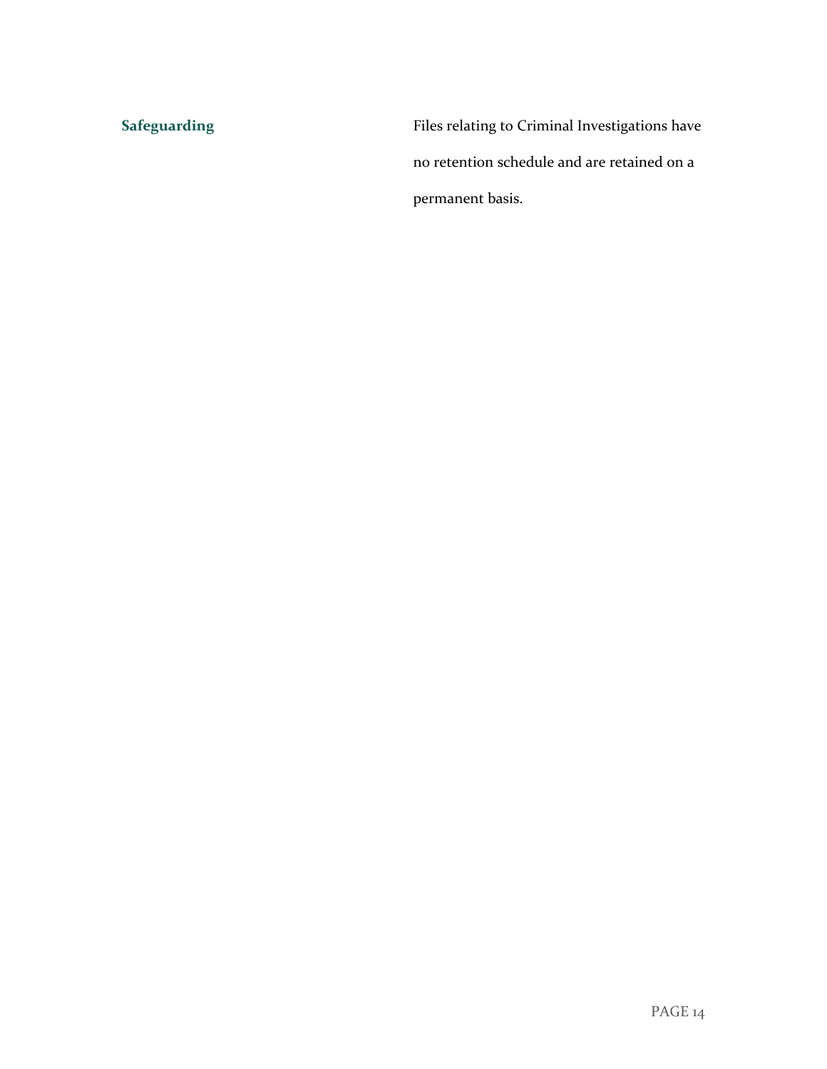| | |
|---|---|
| **Safeguarding** | Files relating to Criminal Investigations have no retention schedule and are retained on a permanent basis. |